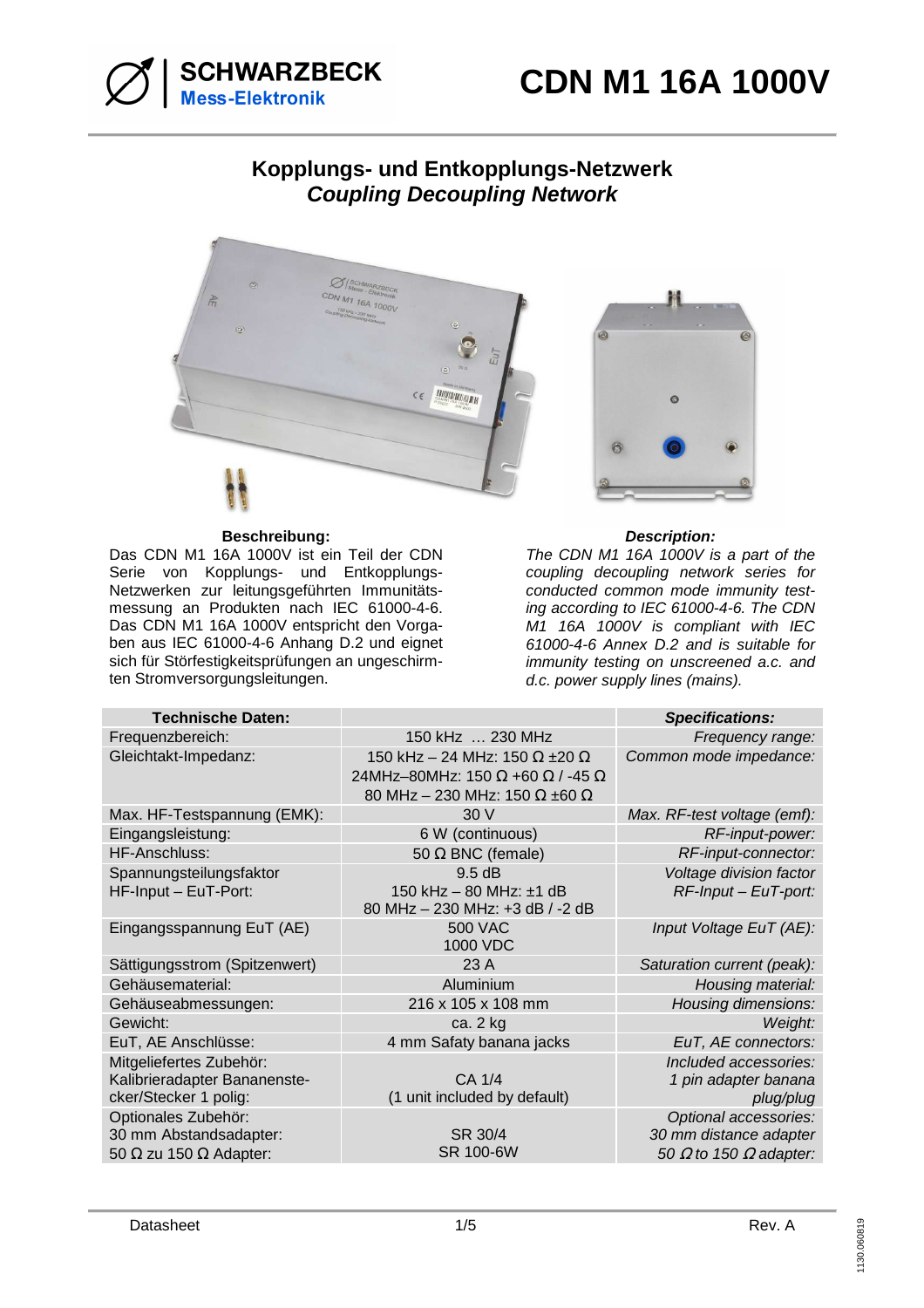# CDN M1 16A 1000V

SCHWARZBECK Mess-Elektronik

## Kopplungs- und Entkopplungs-Netzwerk
## *Coupling Decoupling Network*

**Beschreibung:**

Das CDN M1 16A 1000V ist ein Teil der CDN Serie von Kopplungs- und Entkopplungs-Netzwerken zur leitungsgeführten Immunitätsmessung an Produkten nach IEC 61000-4-6. Das CDN M1 16A 1000V entspricht den Vorgaben aus IEC 61000-4-6 Anhang D.2 und eignet sich für Störfestigkeitsprüfungen an ungeschirmten Stromversorgungsleitungen.

***Description:***

*The CDN M1 16A 1000V is a part of the coupling decoupling network series for conducted common mode immunity testing according to IEC 61000-4-6. The CDN M1 16A 1000V is compliant with IEC 61000-4-6 Annex D.2 and is suitable for immunity testing on unscreened a.c. and d.c. power supply lines (mains).*

| **Technische Daten:** | | ***Specifications:*** |
|---|---|---|
| Frequenzbereich: | 150 kHz … 230 MHz | *Frequency range:* |
| Gleichtakt-Impedanz: | 150 kHz – 24 MHz: 150 Ω ±20 Ω<br>24MHz–80MHz: 150 Ω +60 Ω / -45 Ω<br>80 MHz – 230 MHz: 150 Ω ±60 Ω | *Common mode impedance:* |
| Max. HF-Testspannung (EMK): | 30 V | *Max. RF-test voltage (emf):* |
| Eingangsleistung: | 6 W (continuous) | *RF-input-power:* |
| HF-Anschluss: | 50 Ω BNC (female) | *RF-input-connector:* |
| Spannungsteilungsfaktor<br>HF-Input – EuT-Port: | 9.5 dB<br>150 kHz – 80 MHz: ±1 dB<br>80 MHz – 230 MHz: +3 dB / -2 dB | *Voltage division factor*<br>*RF-Input – EuT-port:* |
| Eingangsspannung EuT (AE) | 500 VAC<br>1000 VDC | *Input Voltage EuT (AE):* |
| Sättigungsstrom (Spitzenwert) | 23 A | *Saturation current (peak):* |
| Gehäusematerial: | Aluminium | *Housing material:* |
| Gehäuseabmessungen: | 216 x 105 x 108 mm | *Housing dimensions:* |
| Gewicht: | ca. 2 kg | *Weight:* |
| EuT, AE Anschlüsse: | 4 mm Safaty banana jacks | *EuT, AE connectors:* |
| Mitgeliefertes Zubehör:<br>Kalibrieradapter Bananenstecker/Stecker 1 polig: | CA 1/4<br>(1 unit included by default) | *Included accessories:*<br>*1 pin adapter banana plug/plug* |
| Optionales Zubehör:<br>30 mm Abstandsadapter:<br>50 Ω zu 150 Ω Adapter: | SR 30/4<br>SR 100-6W | *Optional accessories:*<br>*30 mm distance adapter*<br>*50 Ω to 150 Ω adapter:* |

Datasheet | Rev. A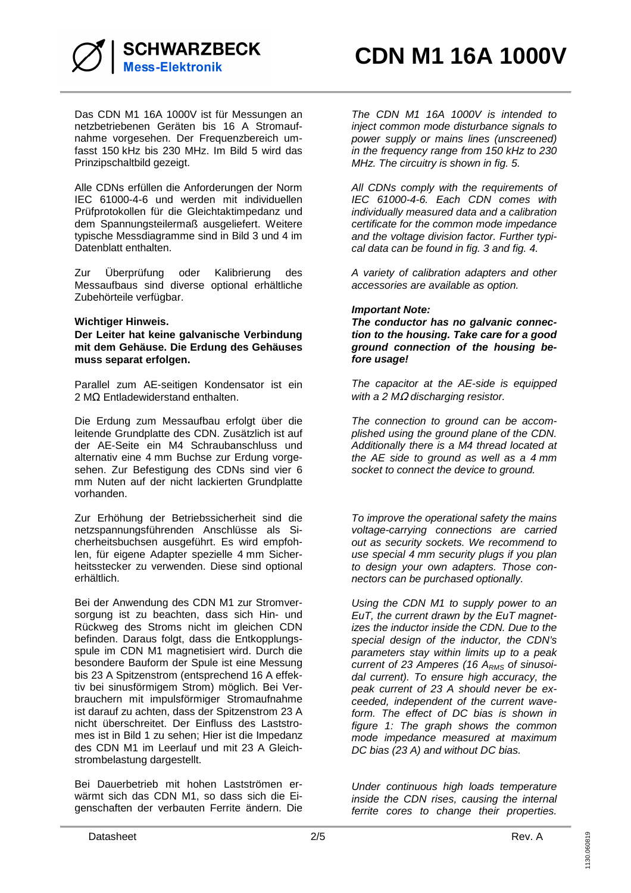Das CDN M1 16A 1000V ist für Messungen an netzbetriebenen Geräten bis 16 A Stromaufnahme vorgesehen. Der Frequenzbereich umfasst 150 kHz bis 230 MHz. Im Bild 5 wird das Prinzipschaltbild gezeigt.

*The CDN M1 16A 1000V is intended to inject common mode disturbance signals to power supply or mains lines (unscreened) in the frequency range from 150 kHz to 230 MHz. The circuitry is shown in fig. 5.*

Alle CDNs erfüllen die Anforderungen der Norm IEC 61000-4-6 und werden mit individuellen Prüfprotokollen für die Gleichtaktimpedanz und dem Spannungsteilermaß ausgeliefert. Weitere typische Messdiagramme sind in Bild 3 und 4 im Datenblatt enthalten.

*All CDNs comply with the requirements of IEC 61000-4-6. Each CDN comes with individually measured data and a calibration certificate for the common mode impedance and the voltage division factor. Further typical data can be found in fig. 3 and fig. 4.*

Zur Überprüfung oder Kalibrierung des Messaufbaus sind diverse optional erhältliche Zubehörteile verfügbar.

*A variety of calibration adapters and other accessories are available as option.*

**Wichtiger Hinweis.**

**Der Leiter hat keine galvanische Verbindung mit dem Gehäuse. Die Erdung des Gehäuses muss separat erfolgen.**

***Important Note:***

***The conductor has no galvanic connection to the housing. Take care for a good ground connection of the housing before usage!***

Parallel zum AE-seitigen Kondensator ist ein 2 MΩ Entladewiderstand enthalten.

*The capacitor at the AE-side is equipped with a 2 MΩ discharging resistor.*

Die Erdung zum Messaufbau erfolgt über die leitende Grundplatte des CDN. Zusätzlich ist auf der AE-Seite ein M4 Schraubanschluss und alternativ eine 4 mm Buchse zur Erdung vorgesehen. Zur Befestigung des CDNs sind vier 6 mm Nuten auf der nicht lackierten Grundplatte vorhanden.

*The connection to ground can be accomplished using the ground plane of the CDN. Additionally there is a M4 thread located at the AE side to ground as well as a 4 mm socket to connect the device to ground.*

Zur Erhöhung der Betriebssicherheit sind die netzspannungsführenden Anschlüsse als Sicherheitsbuchsen ausgeführt. Es wird empfohlen, für eigene Adapter spezielle 4 mm Sicherheitsstecker zu verwenden. Diese sind optional erhältlich.

*To improve the operational safety the mains voltage-carrying connections are carried out as security sockets. We recommend to use special 4 mm security plugs if you plan to design your own adapters. Those connectors can be purchased optionally.*

Bei der Anwendung des CDN M1 zur Stromversorgung ist zu beachten, dass sich Hin- und Rückweg des Stroms nicht im gleichen CDN befinden. Daraus folgt, dass die Entkopplungsspule im CDN M1 magnetisiert wird. Durch die besondere Bauform der Spule ist eine Messung bis 23 A Spitzenstrom (entsprechend 16 A effektiv bei sinusförmigem Strom) möglich. Bei Verbrauchern mit impulsförmiger Stromaufnahme ist darauf zu achten, dass der Spitzenstrom 23 A nicht überschreitet. Der Einfluss des Laststromes ist in Bild 1 zu sehen; Hier ist die Impedanz des CDN M1 im Leerlauf und mit 23 A Gleichstrombelastung dargestellt.

*Using the CDN M1 to supply power to an EuT, the current drawn by the EuT magnetizes the inductor inside the CDN. Due to the special design of the inductor, the CDN's parameters stay within limits up to a peak current of 23 Amperes (16 $A_{RMS}$ of sinusoidal current). To ensure high accuracy, the peak current of 23 A should never be exceeded, independent of the current waveform. The effect of DC bias is shown in figure 1: The graph shows the common mode impedance measured at maximum DC bias (23 A) and without DC bias.*

Bei Dauerbetrieb mit hohen Lastströmen erwärmt sich das CDN M1, so dass sich die Eigenschaften der verbauten Ferrite ändern. Die

*Under continuous high loads temperature inside the CDN rises, causing the internal ferrite cores to change their properties.*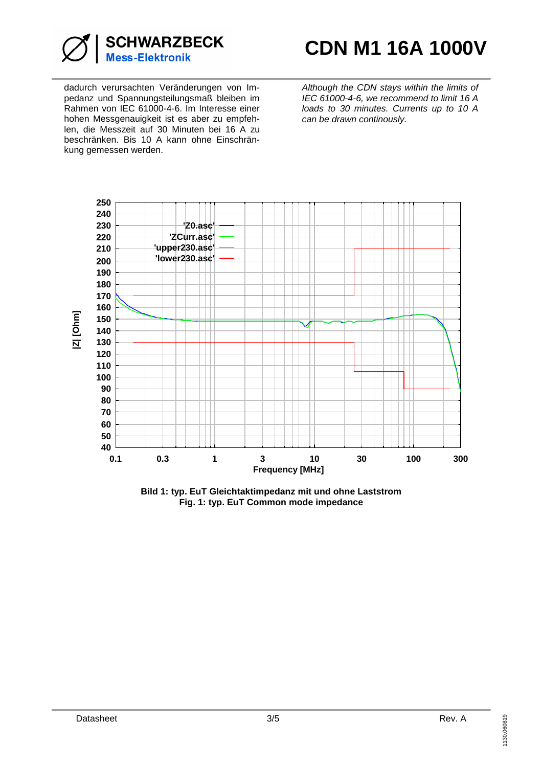dadurch verursachten Veränderungen von Impedanz und Spannungsteilungsmaß bleiben im Rahmen von IEC 61000-4-6. Im Interesse einer hohen Messgenauigkeit ist es aber zu empfehlen, die Messzeit auf 30 Minuten bei 16 A zu beschränken. Bis 10 A kann ohne Einschränkung gemessen werden.

*Although the CDN stays within the limits of IEC 61000-4-6, we recommend to limit 16 A loads to 30 minutes. Currents up to 10 A can be drawn continously.*

**Bild 1: typ. EuT Gleichtaktimpedanz mit und ohne Laststrom**
**Fig. 1: typ. EuT Common mode impedance**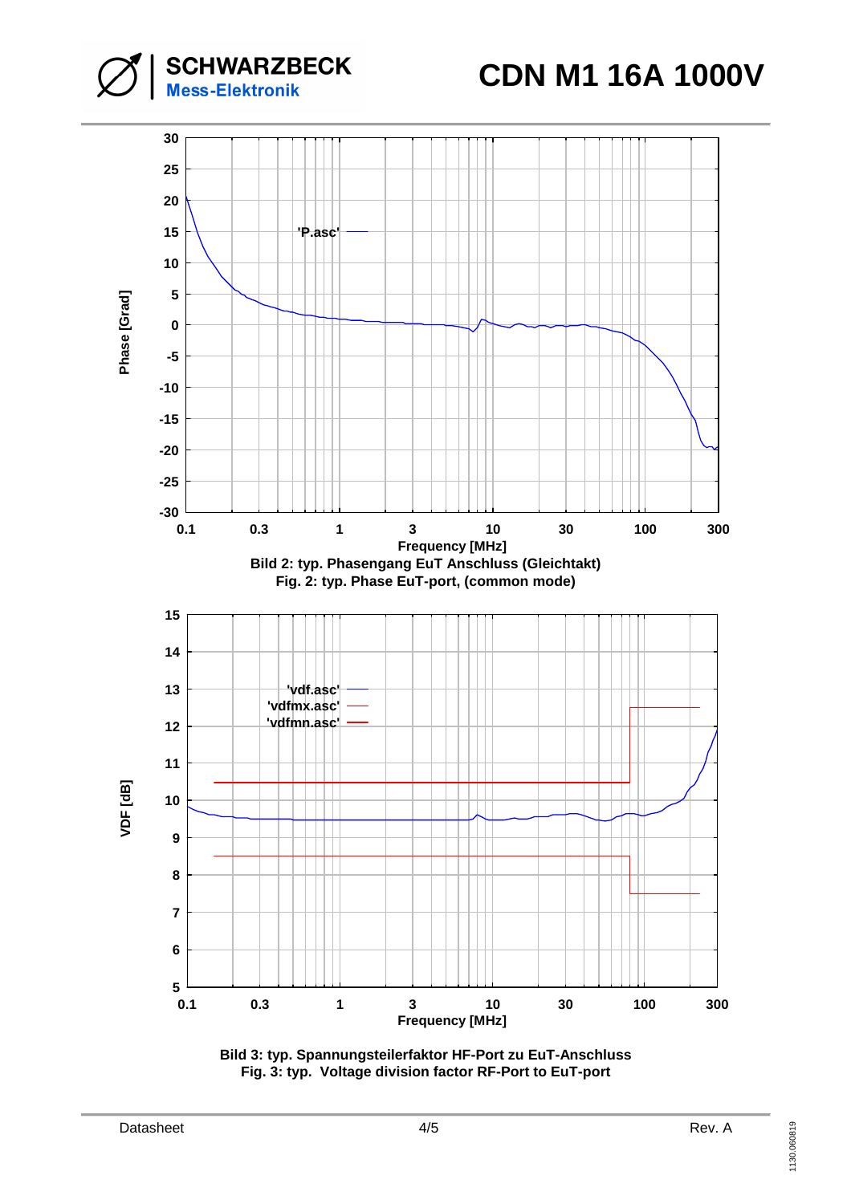Bild 2: typ. Phasengang EuT Anschluss (Gleichtakt)
Fig. 2: typ. Phase EuT-port, (common mode)

Bild 3: typ. Spannungsteilerfaktor HF-Port zu EuT-Anschluss
Fig. 3: typ. Voltage division factor RF-Port to EuT-port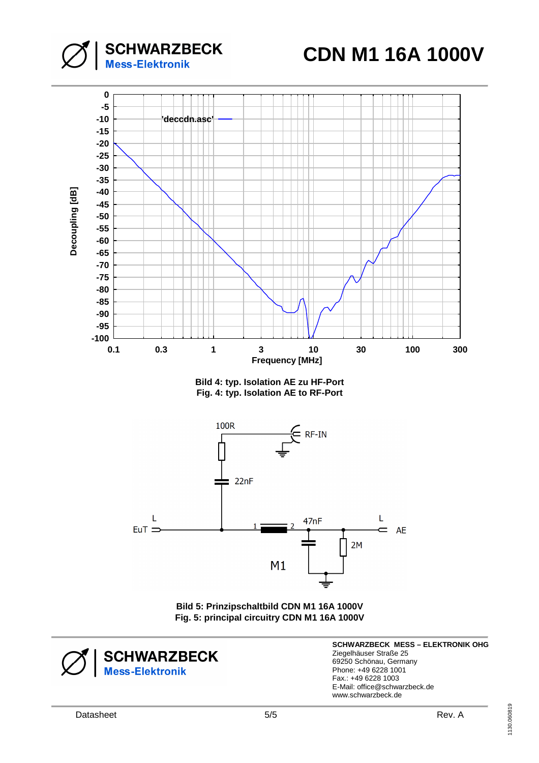# CDN M1 16A 1000V

0
-5
-10
-15
-20
-25
-30
-35
-40
-45
-50
-55
-60
-65
-70
-75
-80
-85
-90
-95
-100

Decoupling [dB]

'deccdn.asc'

0.1 0.3 1 3 10 30 100 300

Frequency [MHz]

**Bild 4: typ. Isolation AE zu HF-Port**
**Fig. 4: typ. Isolation AE to RF-Port**

100R
RF-IN
22nF
L
EuT
1
2
47nF
L
AE
2M
M1

**Bild 5: Prinzipschaltbild CDN M1 16A 1000V**
**Fig. 5: principal circuitry CDN M1 16A 1000V**

**SCHWARZBECK MESS – ELEKTRONIK OHG**
Ziegelhäuser Straße 25
69250 Schönau, Germany
Phone: +49 6228 1001
Fax.: +49 6228 1003
E-Mail: office@schwarzbeck.de
www.schwarzbeck.de

Datasheet
Rev. A